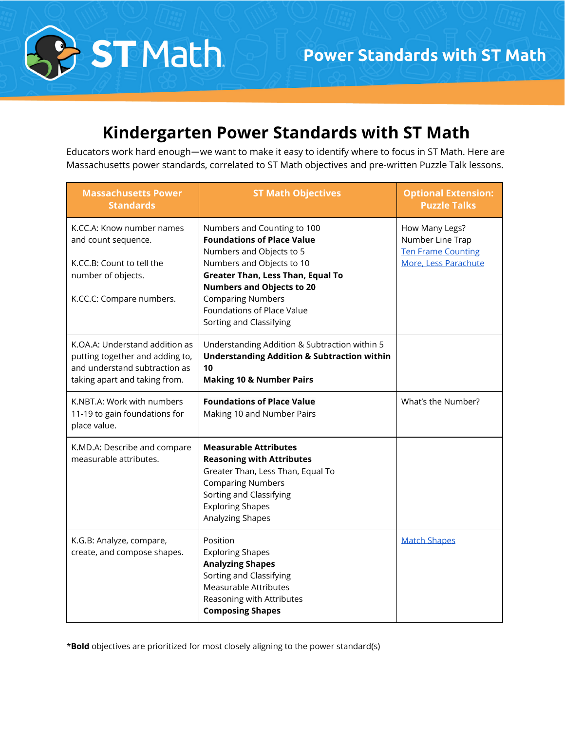# Kindergarten Power Standards with ST Math

Educators work hard enough—we want to make it easy to identify where to focus in ST Math. Here are Massachusetts power standards, correlated to ST Math objectives and pre-written Puzzle Talk lessons.

| Massachusetts Power Standards | ST Math Objectives | Optional Extension: Puzzle Talks |
|---|---|---|
| K.CC.A: Know number names and count sequence.<br><br>K.CC.B: Count to tell the number of objects.<br><br>K.CC.C: Compare numbers. | Numbers and Counting to 100<br>**Foundations of Place Value**<br>Numbers and Objects to 5<br>Numbers and Objects to 10<br>**Greater Than, Less Than, Equal To**<br>**Numbers and Objects to 20**<br>Comparing Numbers<br>Foundations of Place Value<br>Sorting and Classifying | How Many Legs?<br>Number Line Trap<br>Ten Frame Counting<br>More, Less Parachute |
| K.OA.A: Understand addition as putting together and adding to, and understand subtraction as taking apart and taking from. | Understanding Addition & Subtraction within 5<br>**Understanding Addition & Subtraction within 10**<br>**Making 10 & Number Pairs** | |
| K.NBT.A: Work with numbers 11-19 to gain foundations for place value. | **Foundations of Place Value**<br>Making 10 and Number Pairs | What's the Number? |
| K.MD.A: Describe and compare measurable attributes. | **Measurable Attributes**<br>**Reasoning with Attributes**<br>Greater Than, Less Than, Equal To<br>Comparing Numbers<br>Sorting and Classifying<br>Exploring Shapes<br>Analyzing Shapes | |
| K.G.B: Analyze, compare, create, and compose shapes. | Position<br>Exploring Shapes<br>**Analyzing Shapes**<br>Sorting and Classifying<br>Measurable Attributes<br>Reasoning with Attributes<br>**Composing Shapes** | Match Shapes |

*​**Bold** objectives are prioritized for most closely aligning to the power standard(s)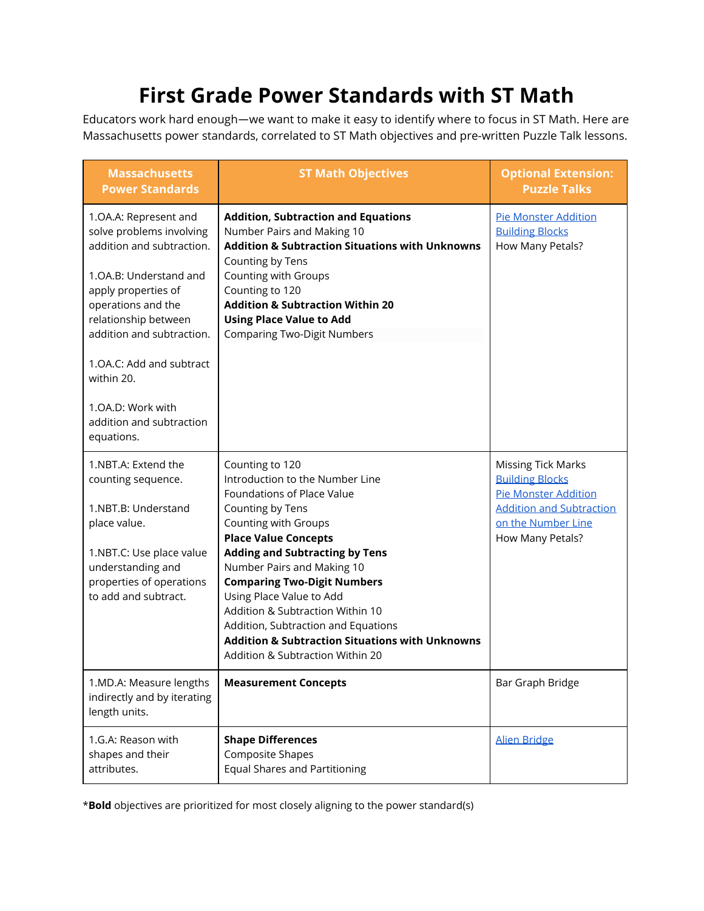# First Grade Power Standards with ST Math

Educators work hard enough—we want to make it easy to identify where to focus in ST Math. Here are Massachusetts power standards, correlated to ST Math objectives and pre-written Puzzle Talk lessons.

| Massachusetts Power Standards | ST Math Objectives | Optional Extension: Puzzle Talks |
|---|---|---|
| 1.OA.A: Represent and solve problems involving addition and subtraction.<br><br>1.OA.B: Understand and apply properties of operations and the relationship between addition and subtraction.<br><br>1.OA.C: Add and subtract within 20.<br><br>1.OA.D: Work with addition and subtraction equations. | **Addition, Subtraction and Equations**<br>Number Pairs and Making 10<br>**Addition & Subtraction Situations with Unknowns**<br>Counting by Tens<br>Counting with Groups<br>Counting to 120<br>**Addition & Subtraction Within 20**<br>**Using Place Value to Add**<br>Comparing Two-Digit Numbers | Pie Monster Addition<br>Building Blocks<br>How Many Petals? |
| 1.NBT.A: Extend the counting sequence.<br><br>1.NBT.B: Understand place value.<br><br>1.NBT.C: Use place value understanding and properties of operations to add and subtract. | Counting to 120<br>Introduction to the Number Line<br>Foundations of Place Value<br>Counting by Tens<br>Counting with Groups<br>**Place Value Concepts**<br>**Adding and Subtracting by Tens**<br>Number Pairs and Making 10<br>**Comparing Two-Digit Numbers**<br>Using Place Value to Add<br>Addition & Subtraction Within 10<br>Addition, Subtraction and Equations<br>**Addition & Subtraction Situations with Unknowns**<br>Addition & Subtraction Within 20 | Missing Tick Marks<br>Building Blocks<br>Pie Monster Addition<br>Addition and Subtraction on the Number Line<br>How Many Petals? |
| 1.MD.A: Measure lengths indirectly and by iterating length units. | **Measurement Concepts** | Bar Graph Bridge |
| 1.G.A: Reason with shapes and their attributes. | **Shape Differences**<br>Composite Shapes<br>Equal Shares and Partitioning | Alien Bridge |

\***Bold** objectives are prioritized for most closely aligning to the power standard(s)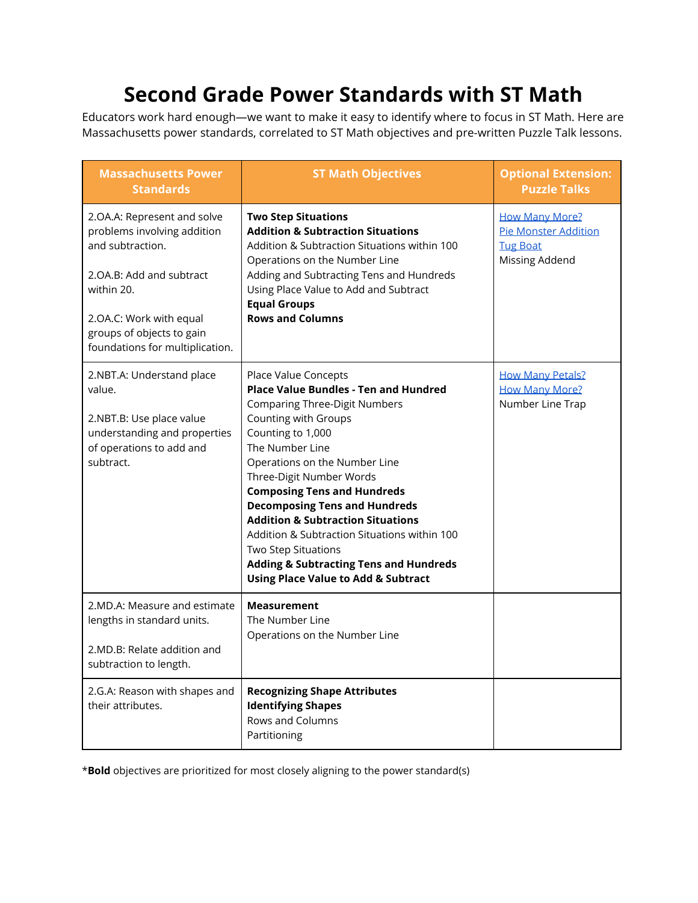# Second Grade Power Standards with ST Math

Educators work hard enough—we want to make it easy to identify where to focus in ST Math. Here are Massachusetts power standards, correlated to ST Math objectives and pre-written Puzzle Talk lessons.

| Massachusetts Power Standards | ST Math Objectives | Optional Extension: Puzzle Talks |
|---|---|---|
| 2.OA.A: Represent and solve problems involving addition and subtraction.<br><br>2.OA.B: Add and subtract within 20.<br><br>2.OA.C: Work with equal groups of objects to gain foundations for multiplication. | **Two Step Situations**<br>**Addition & Subtraction Situations**<br>Addition & Subtraction Situations within 100<br>Operations on the Number Line<br>Adding and Subtracting Tens and Hundreds<br>Using Place Value to Add and Subtract<br>**Equal Groups**<br>**Rows and Columns** | How Many More?<br>Pie Monster Addition<br>Tug Boat<br>Missing Addend |
| 2.NBT.A: Understand place value.<br><br>2.NBT.B: Use place value understanding and properties of operations to add and subtract. | Place Value Concepts<br>**Place Value Bundles - Ten and Hundred**<br>Comparing Three-Digit Numbers<br>Counting with Groups<br>Counting to 1,000<br>The Number Line<br>Operations on the Number Line<br>Three-Digit Number Words<br>**Composing Tens and Hundreds**<br>**Decomposing Tens and Hundreds**<br>**Addition & Subtraction Situations**<br>Addition & Subtraction Situations within 100<br>Two Step Situations<br>**Adding & Subtracting Tens and Hundreds**<br>**Using Place Value to Add & Subtract** | How Many Petals?<br>How Many More?<br>Number Line Trap |
| 2.MD.A: Measure and estimate lengths in standard units.<br><br>2.MD.B: Relate addition and subtraction to length. | **Measurement**<br>The Number Line<br>Operations on the Number Line | |
| 2.G.A: Reason with shapes and their attributes. | **Recognizing Shape Attributes**<br>**Identifying Shapes**<br>Rows and Columns<br>Partitioning | |

***Bold** objectives are prioritized for most closely aligning to the power standard(s)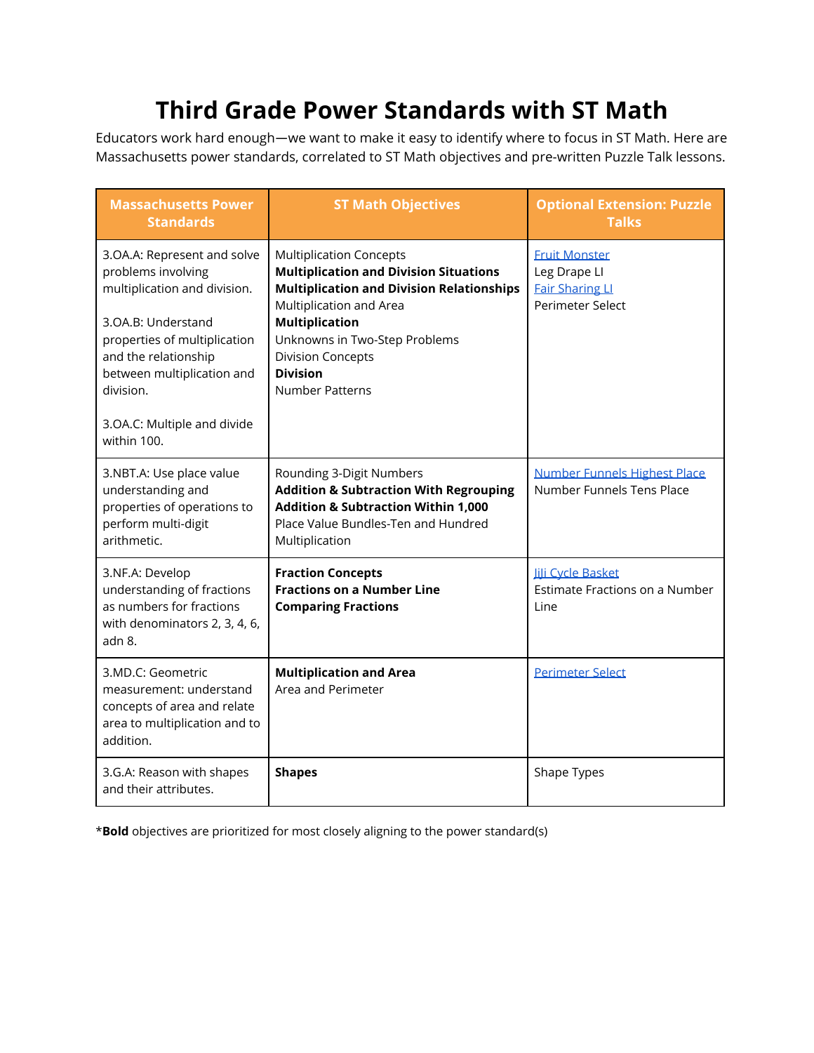# Third Grade Power Standards with ST Math

Educators work hard enough—we want to make it easy to identify where to focus in ST Math. Here are Massachusetts power standards, correlated to ST Math objectives and pre-written Puzzle Talk lessons.

| Massachusetts Power Standards | ST Math Objectives | Optional Extension: Puzzle Talks |
|---|---|---|
| 3.OA.A: Represent and solve problems involving multiplication and division.<br><br>3.OA.B: Understand properties of multiplication and the relationship between multiplication and division.<br><br>3.OA.C: Multiple and divide within 100. | Multiplication Concepts<br>**Multiplication and Division Situations**<br>**Multiplication and Division Relationships**<br>Multiplication and Area<br>**Multiplication**<br>Unknowns in Two-Step Problems<br>Division Concepts<br>**Division**<br>Number Patterns | Fruit Monster<br>Leg Drape LI<br>Fair Sharing LI<br>Perimeter Select |
| 3.NBT.A: Use place value understanding and properties of operations to perform multi-digit arithmetic. | Rounding 3-Digit Numbers<br>**Addition & Subtraction With Regrouping**<br>**Addition & Subtraction Within 1,000**<br>Place Value Bundles-Ten and Hundred<br>Multiplication | Number Funnels Highest Place<br>Number Funnels Tens Place |
| 3.NF.A: Develop understanding of fractions as numbers for fractions with denominators 2, 3, 4, 6, adn 8. | **Fraction Concepts**<br>**Fractions on a Number Line**<br>**Comparing Fractions** | JiJi Cycle Basket<br>Estimate Fractions on a Number Line |
| 3.MD.C: Geometric measurement: understand concepts of area and relate area to multiplication and to addition. | **Multiplication and Area**<br>Area and Perimeter | Perimeter Select |
| 3.G.A: Reason with shapes and their attributes. | **Shapes** | Shape Types |

\***Bold** objectives are prioritized for most closely aligning to the power standard(s)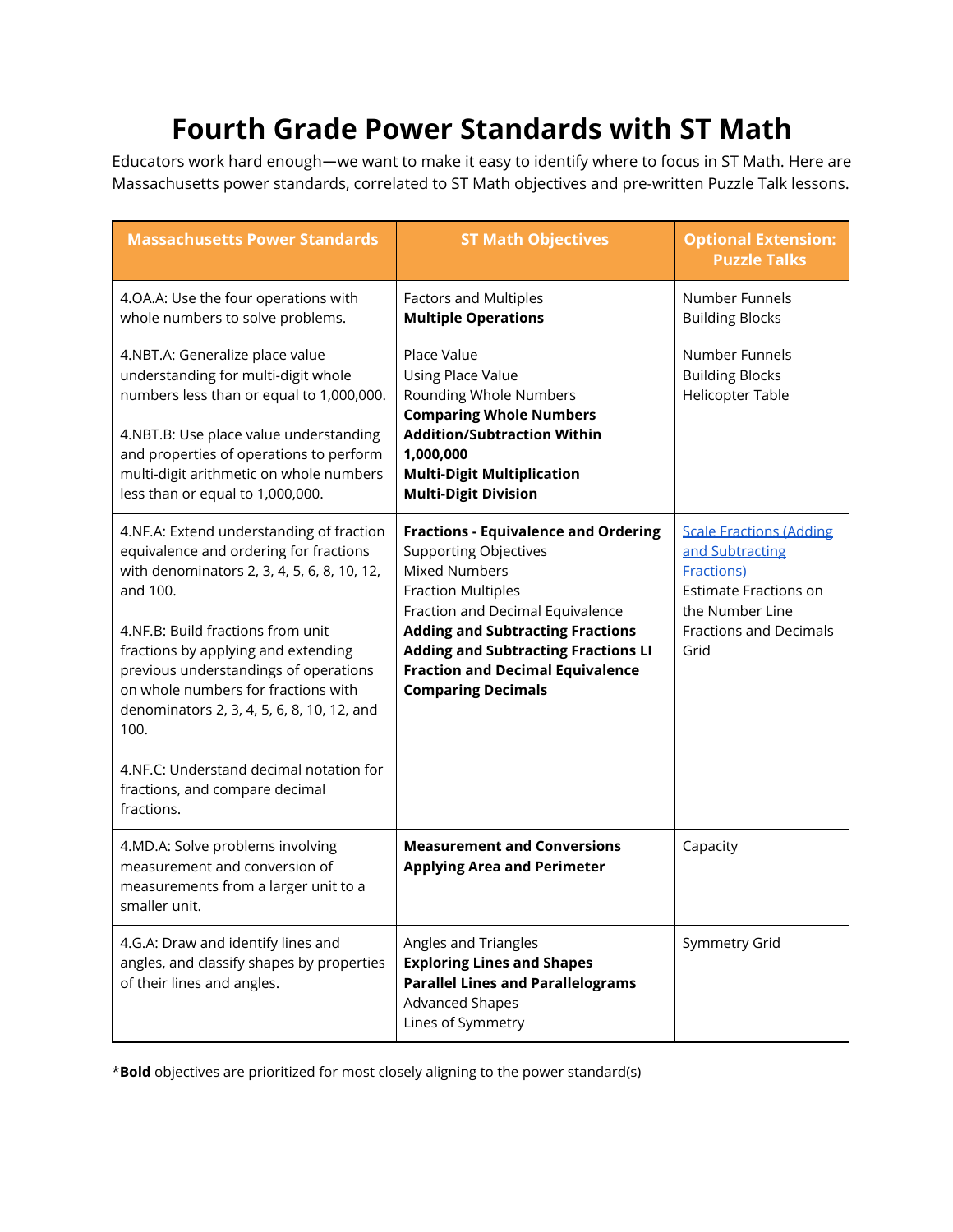# Fourth Grade Power Standards with ST Math

Educators work hard enough—we want to make it easy to identify where to focus in ST Math. Here are Massachusetts power standards, correlated to ST Math objectives and pre-written Puzzle Talk lessons.

| Massachusetts Power Standards | ST Math Objectives | Optional Extension: Puzzle Talks |
|---|---|---|
| 4.OA.A: Use the four operations with whole numbers to solve problems. | Factors and Multiples<br>**Multiple Operations** | Number Funnels<br>Building Blocks |
| 4.NBT.A: Generalize place value understanding for multi-digit whole numbers less than or equal to 1,000,000.<br><br>4.NBT.B: Use place value understanding and properties of operations to perform multi-digit arithmetic on whole numbers less than or equal to 1,000,000. | Place Value<br>Using Place Value<br>Rounding Whole Numbers<br>**Comparing Whole Numbers**<br>**Addition/Subtraction Within 1,000,000**<br>**Multi-Digit Multiplication**<br>**Multi-Digit Division** | Number Funnels<br>Building Blocks<br>Helicopter Table |
| 4.NF.A: Extend understanding of fraction equivalence and ordering for fractions with denominators 2, 3, 4, 5, 6, 8, 10, 12, and 100.<br><br>4.NF.B: Build fractions from unit fractions by applying and extending previous understandings of operations on whole numbers for fractions with denominators 2, 3, 4, 5, 6, 8, 10, 12, and 100.<br><br>4.NF.C: Understand decimal notation for fractions, and compare decimal fractions. | **Fractions - Equivalence and Ordering**<br>Supporting Objectives<br>Mixed Numbers<br>Fraction Multiples<br>Fraction and Decimal Equivalence<br>**Adding and Subtracting Fractions**<br>**Adding and Subtracting Fractions LI**<br>**Fraction and Decimal Equivalence**<br>**Comparing Decimals** | Scale Fractions (Adding and Subtracting Fractions)<br>Estimate Fractions on the Number Line<br>Fractions and Decimals Grid |
| 4.MD.A: Solve problems involving measurement and conversion of measurements from a larger unit to a smaller unit. | **Measurement and Conversions**<br>**Applying Area and Perimeter** | Capacity |
| 4.G.A: Draw and identify lines and angles, and classify shapes by properties of their lines and angles. | Angles and Triangles<br>**Exploring Lines and Shapes**<br>**Parallel Lines and Parallelograms**<br>Advanced Shapes<br>Lines of Symmetry | Symmetry Grid |

*__Bold__ objectives are prioritized for most closely aligning to the power standard(s)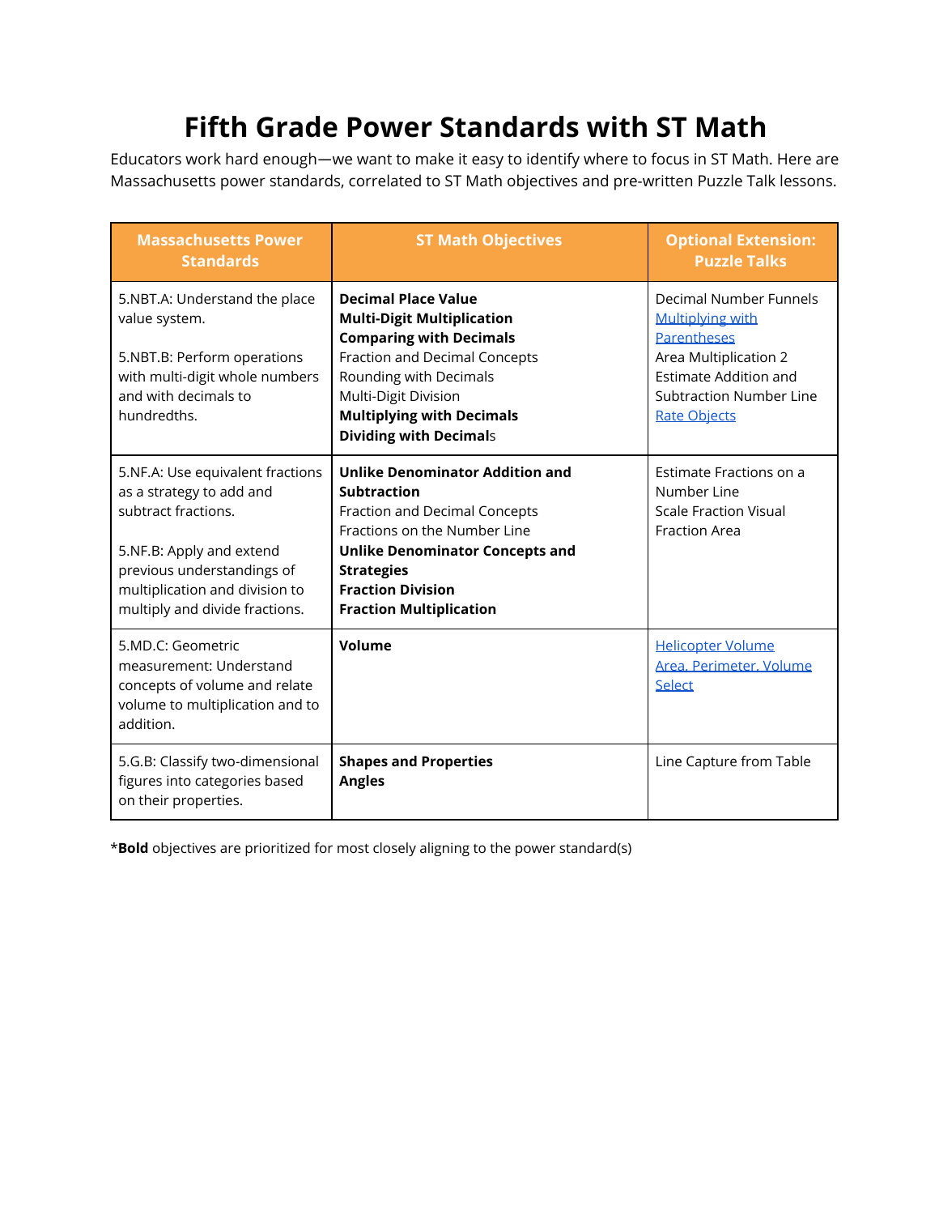# Fifth Grade Power Standards with ST Math

Educators work hard enough—we want to make it easy to identify where to focus in ST Math. Here are Massachusetts power standards, correlated to ST Math objectives and pre-written Puzzle Talk lessons.

| Massachusetts Power Standards | ST Math Objectives | Optional Extension: Puzzle Talks |
|---|---|---|
| 5.NBT.A: Understand the place value system.<br><br>5.NBT.B: Perform operations with multi-digit whole numbers and with decimals to hundredths. | **Decimal Place Value**<br>**Multi-Digit Multiplication**<br>**Comparing with Decimals**<br>Fraction and Decimal Concepts<br>Rounding with Decimals<br>Multi-Digit Division<br>**Multiplying with Decimals**<br>**Dividing with Decimal**s | Decimal Number Funnels<br>Multiplying with Parentheses<br>Area Multiplication 2<br>Estimate Addition and Subtraction Number Line<br>Rate Objects |
| 5.NF.A: Use equivalent fractions as a strategy to add and subtract fractions.<br><br>5.NF.B: Apply and extend previous understandings of multiplication and division to multiply and divide fractions. | **Unlike Denominator Addition and Subtraction**<br>Fraction and Decimal Concepts<br>Fractions on the Number Line<br>**Unlike Denominator Concepts and Strategies**<br>**Fraction Division**<br>**Fraction Multiplication** | Estimate Fractions on a Number Line<br>Scale Fraction Visual<br>Fraction Area |
| 5.MD.C: Geometric measurement: Understand concepts of volume and relate volume to multiplication and to addition. | **Volume** | Helicopter Volume<br>Area, Perimeter, Volume Select |
| 5.G.B: Classify two-dimensional figures into categories based on their properties. | **Shapes and Properties**<br>**Angles** | Line Capture from Table |

\***Bold** objectives are prioritized for most closely aligning to the power standard(s)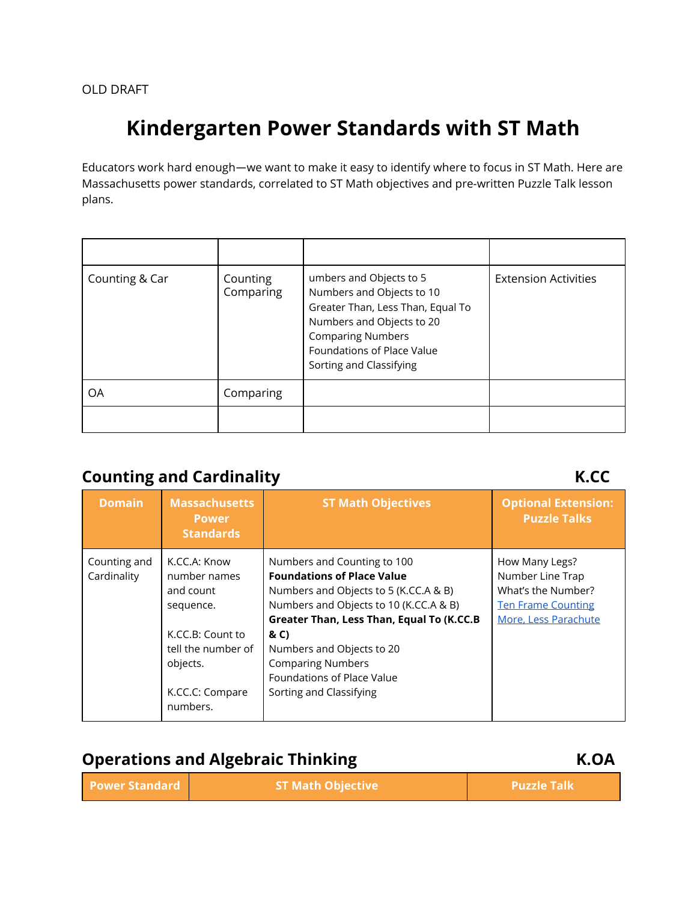OLD DRAFT

# Kindergarten Power Standards with ST Math

Educators work hard enough—we want to make it easy to identify where to focus in ST Math. Here are Massachusetts power standards, correlated to ST Math objectives and pre-written Puzzle Talk lesson plans.

| | | | |
|---|---|---|---|
| Counting & Car | Counting<br>Comparing | umbers and Objects to 5<br>Numbers and Objects to 10<br>Greater Than, Less Than, Equal To<br>Numbers and Objects to 20<br>Comparing Numbers<br>Foundations of Place Value<br>Sorting and Classifying | Extension Activities |
| OA | Comparing | | |
| | | | |

## Counting and Cardinality K.CC

| Domain | Massachusetts Power Standards | ST Math Objectives | Optional Extension: Puzzle Talks |
|---|---|---|---|
| Counting and Cardinality | K.CC.A: Know number names and count sequence.<br><br>K.CC.B: Count to tell the number of objects.<br><br>K.CC.C: Compare numbers. | Numbers and Counting to 100<br>**Foundations of Place Value**<br>Numbers and Objects to 5 (K.CC.A & B)<br>Numbers and Objects to 10 (K.CC.A & B)<br>**Greater Than, Less Than, Equal To (K.CC.B & C)**<br>Numbers and Objects to 20<br>Comparing Numbers<br>Foundations of Place Value<br>Sorting and Classifying | How Many Legs?<br>Number Line Trap<br>What's the Number?<br>Ten Frame Counting<br>More, Less Parachute |

## Operations and Algebraic Thinking K.OA

| Power Standard | ST Math Objective | Puzzle Talk |
|---|---|---|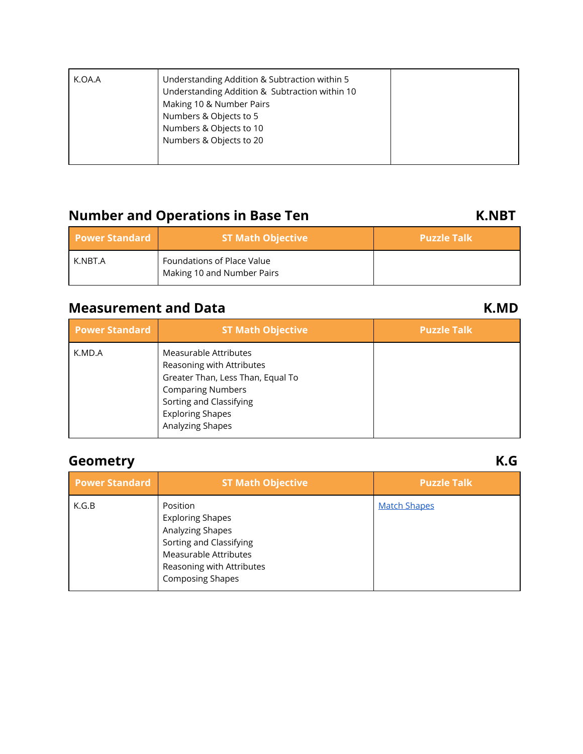| | | |
|---|---|---|
| K.OA.A | Understanding Addition & Subtraction within 5<br>Understanding Addition & Subtraction within 10<br>Making 10 & Number Pairs<br>Numbers & Objects to 5<br>Numbers & Objects to 10<br>Numbers & Objects to 20 | |

## Number and Operations in Base Ten K.NBT

| Power Standard | ST Math Objective | Puzzle Talk |
|---|---|---|
| K.NBT.A | Foundations of Place Value<br>Making 10 and Number Pairs | |

## Measurement and Data K.MD

| Power Standard | ST Math Objective | Puzzle Talk |
|---|---|---|
| K.MD.A | Measurable Attributes<br>Reasoning with Attributes<br>Greater Than, Less Than, Equal To<br>Comparing Numbers<br>Sorting and Classifying<br>Exploring Shapes<br>Analyzing Shapes | |

## Geometry K.G

| Power Standard | ST Math Objective | Puzzle Talk |
|---|---|---|
| K.G.B | Position<br>Exploring Shapes<br>Analyzing Shapes<br>Sorting and Classifying<br>Measurable Attributes<br>Reasoning with Attributes<br>Composing Shapes | Match Shapes |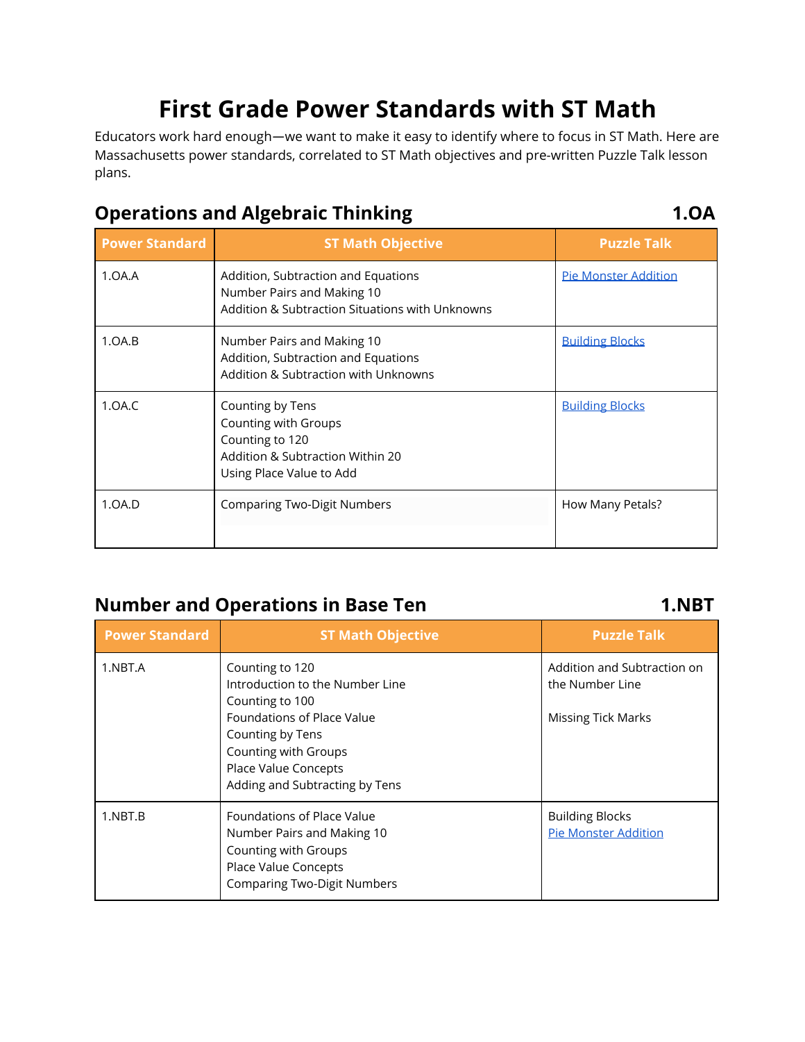# First Grade Power Standards with ST Math

Educators work hard enough—we want to make it easy to identify where to focus in ST Math. Here are Massachusetts power standards, correlated to ST Math objectives and pre-written Puzzle Talk lesson plans.

## Operations and Algebraic Thinking 1.OA

| Power Standard | ST Math Objective | Puzzle Talk |
|---|---|---|
| 1.OA.A | Addition, Subtraction and Equations<br>Number Pairs and Making 10<br>Addition & Subtraction Situations with Unknowns | Pie Monster Addition |
| 1.OA.B | Number Pairs and Making 10<br>Addition, Subtraction and Equations<br>Addition & Subtraction with Unknowns | Building Blocks |
| 1.OA.C | Counting by Tens<br>Counting with Groups<br>Counting to 120<br>Addition & Subtraction Within 20<br>Using Place Value to Add | Building Blocks |
| 1.OA.D | Comparing Two-Digit Numbers | How Many Petals? |

## Number and Operations in Base Ten 1.NBT

| Power Standard | ST Math Objective | Puzzle Talk |
|---|---|---|
| 1.NBT.A | Counting to 120<br>Introduction to the Number Line<br>Counting to 100<br>Foundations of Place Value<br>Counting by Tens<br>Counting with Groups<br>Place Value Concepts<br>Adding and Subtracting by Tens | Addition and Subtraction on the Number Line<br><br>Missing Tick Marks |
| 1.NBT.B | Foundations of Place Value<br>Number Pairs and Making 10<br>Counting with Groups<br>Place Value Concepts<br>Comparing Two-Digit Numbers | Building Blocks<br>Pie Monster Addition |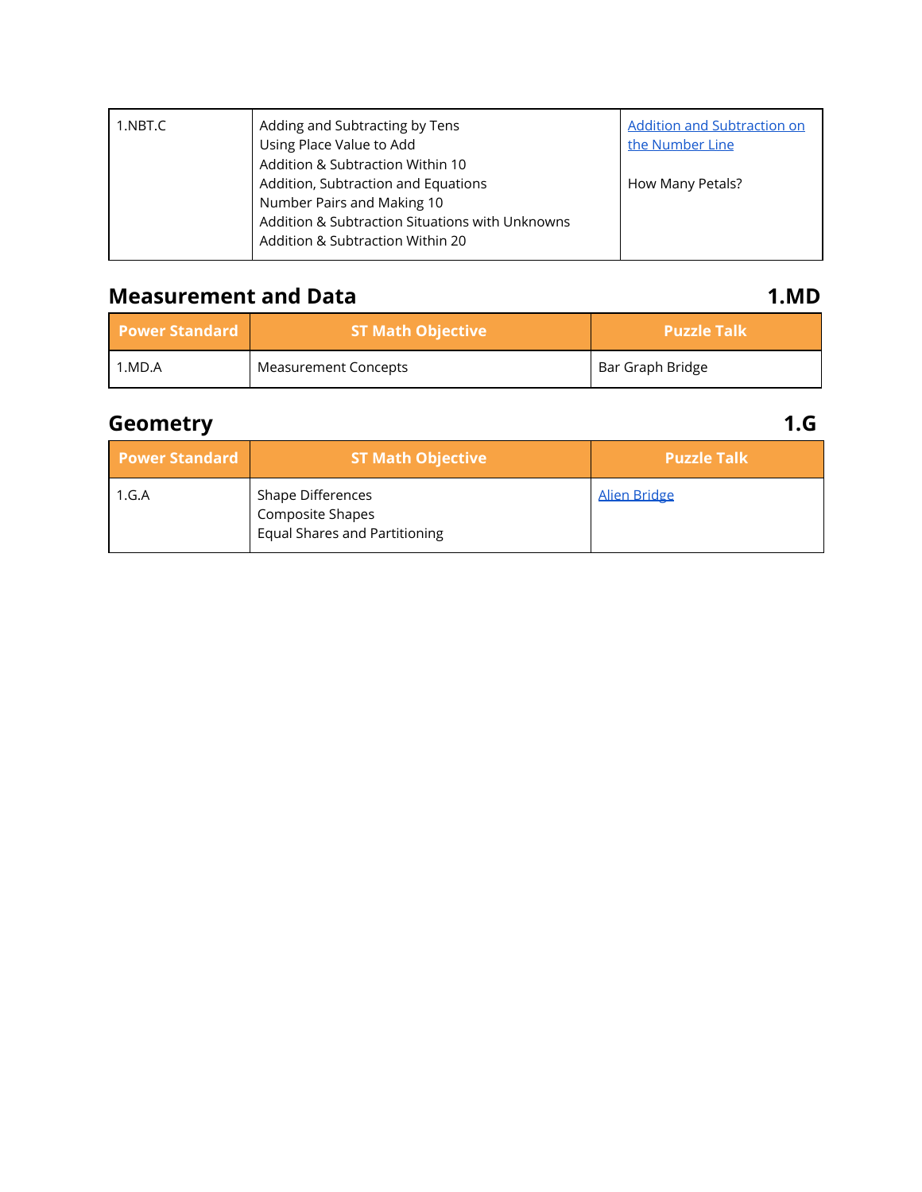| | | |
|---|---|---|
| 1.NBT.C | Adding and Subtracting by Tens<br>Using Place Value to Add<br>Addition & Subtraction Within 10<br>Addition, Subtraction and Equations<br>Number Pairs and Making 10<br>Addition & Subtraction Situations with Unknowns<br>Addition & Subtraction Within 20 | Addition and Subtraction on the Number Line<br><br>How Many Petals? |

## Measurement and Data 1.MD

| Power Standard | ST Math Objective | Puzzle Talk |
|---|---|---|
| 1.MD.A | Measurement Concepts | Bar Graph Bridge |

## Geometry 1.G

| Power Standard | ST Math Objective | Puzzle Talk |
|---|---|---|
| 1.G.A | Shape Differences<br>Composite Shapes<br>Equal Shares and Partitioning | Alien Bridge |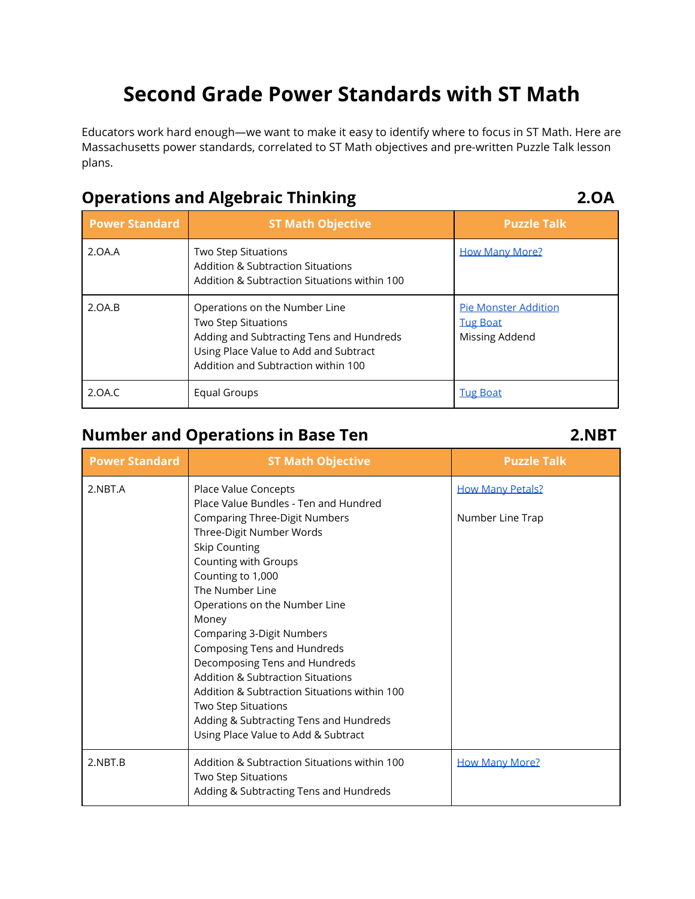# Second Grade Power Standards with ST Math

Educators work hard enough—we want to make it easy to identify where to focus in ST Math. Here are Massachusetts power standards, correlated to ST Math objectives and pre-written Puzzle Talk lesson plans.

## Operations and Algebraic Thinking — 2.OA

| Power Standard | ST Math Objective | Puzzle Talk |
| --- | --- | --- |
| 2.OA.A | Two Step Situations<br>Addition & Subtraction Situations<br>Addition & Subtraction Situations within 100 | How Many More? |
| 2.OA.B | Operations on the Number Line<br>Two Step Situations<br>Adding and Subtracting Tens and Hundreds<br>Using Place Value to Add and Subtract<br>Addition and Subtraction within 100 | Pie Monster Addition<br>Tug Boat<br>Missing Addend |
| 2.OA.C | Equal Groups | Tug Boat |

## Number and Operations in Base Ten — 2.NBT

| Power Standard | ST Math Objective | Puzzle Talk |
| --- | --- | --- |
| 2.NBT.A | Place Value Concepts<br>Place Value Bundles - Ten and Hundred<br>Comparing Three-Digit Numbers<br>Three-Digit Number Words<br>Skip Counting<br>Counting with Groups<br>Counting to 1,000<br>The Number Line<br>Operations on the Number Line<br>Money<br>Comparing 3-Digit Numbers<br>Composing Tens and Hundreds<br>Decomposing Tens and Hundreds<br>Addition & Subtraction Situations<br>Addition & Subtraction Situations within 100<br>Two Step Situations<br>Adding & Subtracting Tens and Hundreds<br>Using Place Value to Add & Subtract | How Many Petals?<br><br>Number Line Trap |
| 2.NBT.B | Addition & Subtraction Situations within 100<br>Two Step Situations<br>Adding & Subtracting Tens and Hundreds | How Many More? |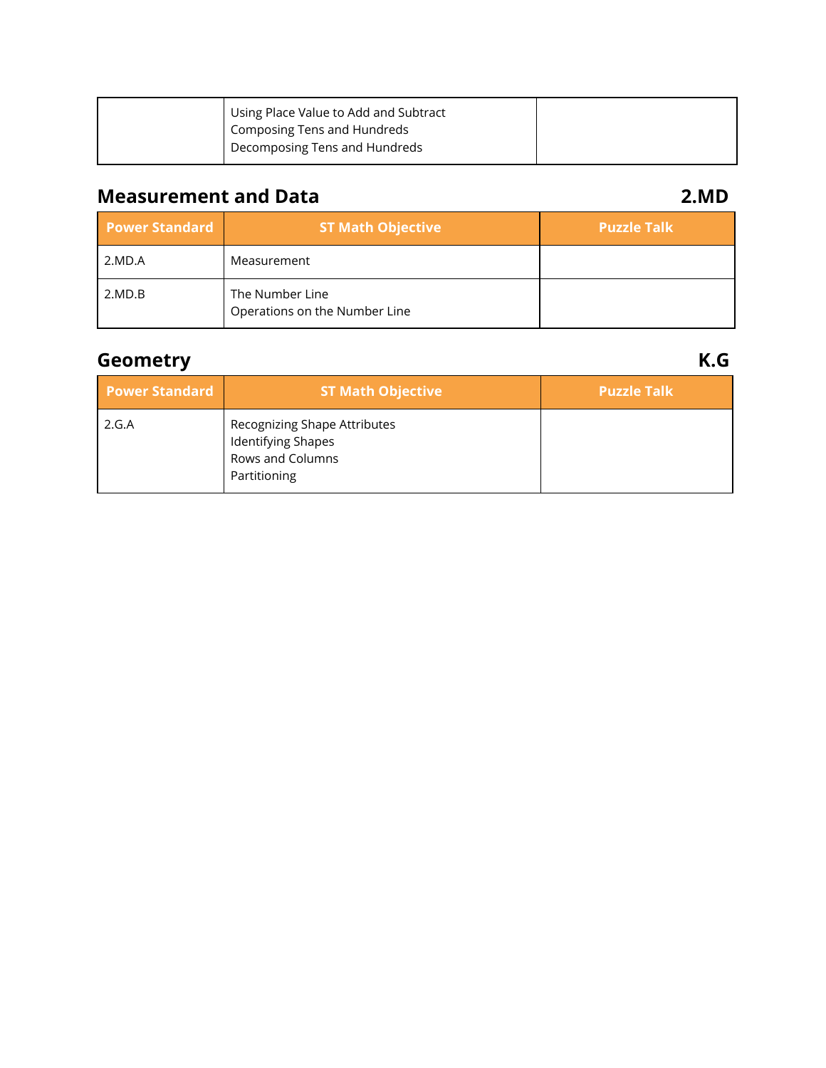| | | |
|---|---|---|
| | Using Place Value to Add and Subtract<br>Composing Tens and Hundreds<br>Decomposing Tens and Hundreds | |

## Measurement and Data 2.MD

| Power Standard | ST Math Objective | Puzzle Talk |
|---|---|---|
| 2.MD.A | Measurement | |
| 2.MD.B | The Number Line<br>Operations on the Number Line | |

## Geometry K.G

| Power Standard | ST Math Objective | Puzzle Talk |
|---|---|---|
| 2.G.A | Recognizing Shape Attributes<br>Identifying Shapes<br>Rows and Columns<br>Partitioning | |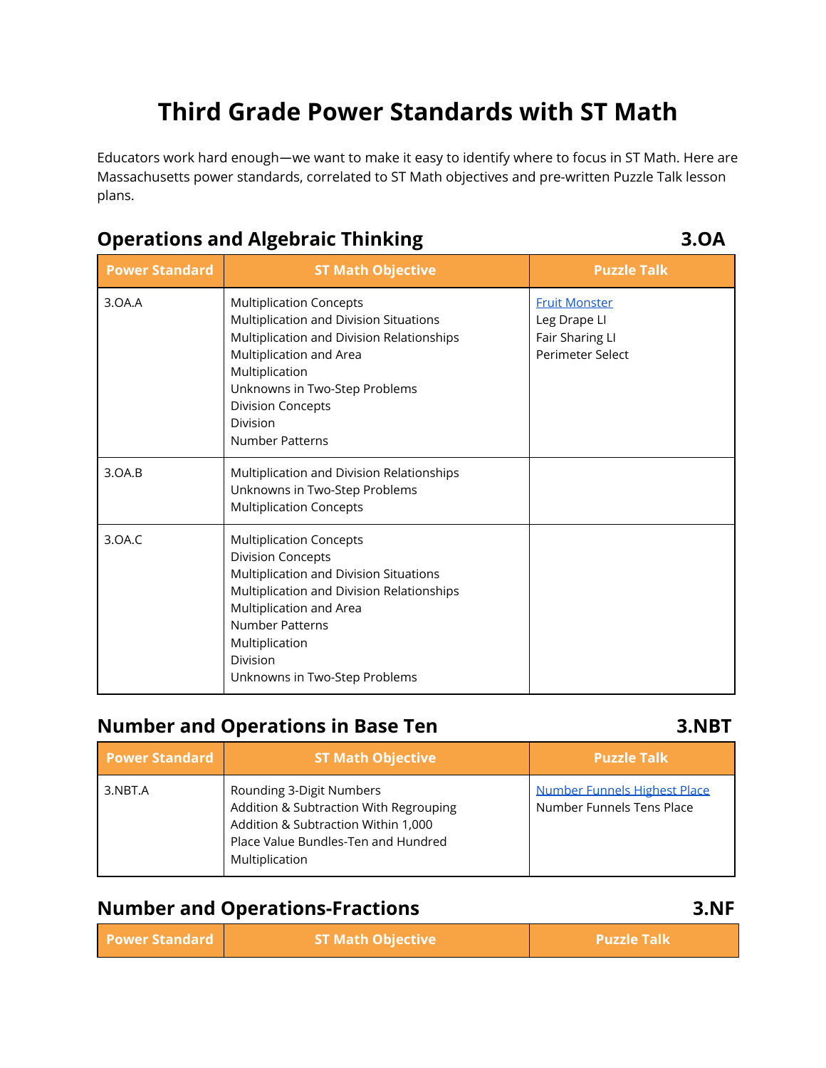# Third Grade Power Standards with ST Math

Educators work hard enough—we want to make it easy to identify where to focus in ST Math. Here are Massachusetts power standards, correlated to ST Math objectives and pre-written Puzzle Talk lesson plans.

## Operations and Algebraic Thinking — 3.OA

| Power Standard | ST Math Objective | Puzzle Talk |
|---|---|---|
| 3.OA.A | Multiplication Concepts<br>Multiplication and Division Situations<br>Multiplication and Division Relationships<br>Multiplication and Area<br>Multiplication<br>Unknowns in Two-Step Problems<br>Division Concepts<br>Division<br>Number Patterns | Fruit Monster<br>Leg Drape LI<br>Fair Sharing LI<br>Perimeter Select |
| 3.OA.B | Multiplication and Division Relationships<br>Unknowns in Two-Step Problems<br>Multiplication Concepts | |
| 3.OA.C | Multiplication Concepts<br>Division Concepts<br>Multiplication and Division Situations<br>Multiplication and Division Relationships<br>Multiplication and Area<br>Number Patterns<br>Multiplication<br>Division<br>Unknowns in Two-Step Problems | |

## Number and Operations in Base Ten — 3.NBT

| Power Standard | ST Math Objective | Puzzle Talk |
|---|---|---|
| 3.NBT.A | Rounding 3-Digit Numbers<br>Addition & Subtraction With Regrouping<br>Addition & Subtraction Within 1,000<br>Place Value Bundles-Ten and Hundred<br>Multiplication | Number Funnels Highest Place<br>Number Funnels Tens Place |

## Number and Operations-Fractions — 3.NF

| Power Standard | ST Math Objective | Puzzle Talk |
|---|---|---|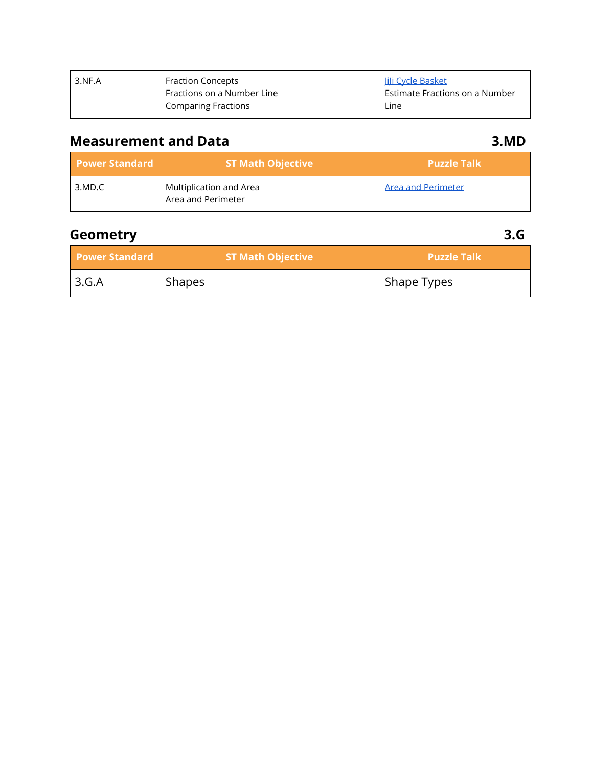| 3.NF.A | Fraction Concepts<br>Fractions on a Number Line<br>Comparing Fractions | JiJi Cycle Basket<br>Estimate Fractions on a Number Line |
|---|---|---|

## Measurement and Data 3.MD

| Power Standard | ST Math Objective | Puzzle Talk |
|---|---|---|
| 3.MD.C | Multiplication and Area<br>Area and Perimeter | Area and Perimeter |

## Geometry 3.G

| Power Standard | ST Math Objective | Puzzle Talk |
|---|---|---|
| 3.G.A | Shapes | Shape Types |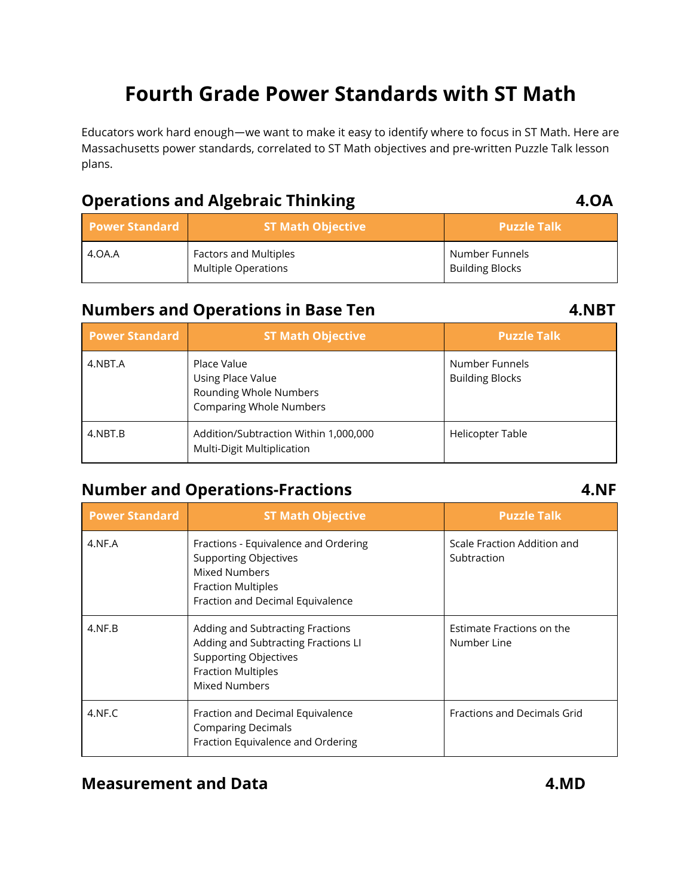# Fourth Grade Power Standards with ST Math

Educators work hard enough—we want to make it easy to identify where to focus in ST Math. Here are Massachusetts power standards, correlated to ST Math objectives and pre-written Puzzle Talk lesson plans.

## Operations and Algebraic Thinking — 4.OA

| Power Standard | ST Math Objective | Puzzle Talk |
|---|---|---|
| 4.OA.A | Factors and Multiples<br>Multiple Operations | Number Funnels<br>Building Blocks |

## Numbers and Operations in Base Ten — 4.NBT

| Power Standard | ST Math Objective | Puzzle Talk |
|---|---|---|
| 4.NBT.A | Place Value<br>Using Place Value<br>Rounding Whole Numbers<br>Comparing Whole Numbers | Number Funnels<br>Building Blocks |
| 4.NBT.B | Addition/Subtraction Within 1,000,000<br>Multi-Digit Multiplication | Helicopter Table |

## Number and Operations-Fractions — 4.NF

| Power Standard | ST Math Objective | Puzzle Talk |
|---|---|---|
| 4.NF.A | Fractions - Equivalence and Ordering<br>Supporting Objectives<br>Mixed Numbers<br>Fraction Multiples<br>Fraction and Decimal Equivalence | Scale Fraction Addition and Subtraction |
| 4.NF.B | Adding and Subtracting Fractions<br>Adding and Subtracting Fractions LI<br>Supporting Objectives<br>Fraction Multiples<br>Mixed Numbers | Estimate Fractions on the Number Line |
| 4.NF.C | Fraction and Decimal Equivalence<br>Comparing Decimals<br>Fraction Equivalence and Ordering | Fractions and Decimals Grid |

## Measurement and Data — 4.MD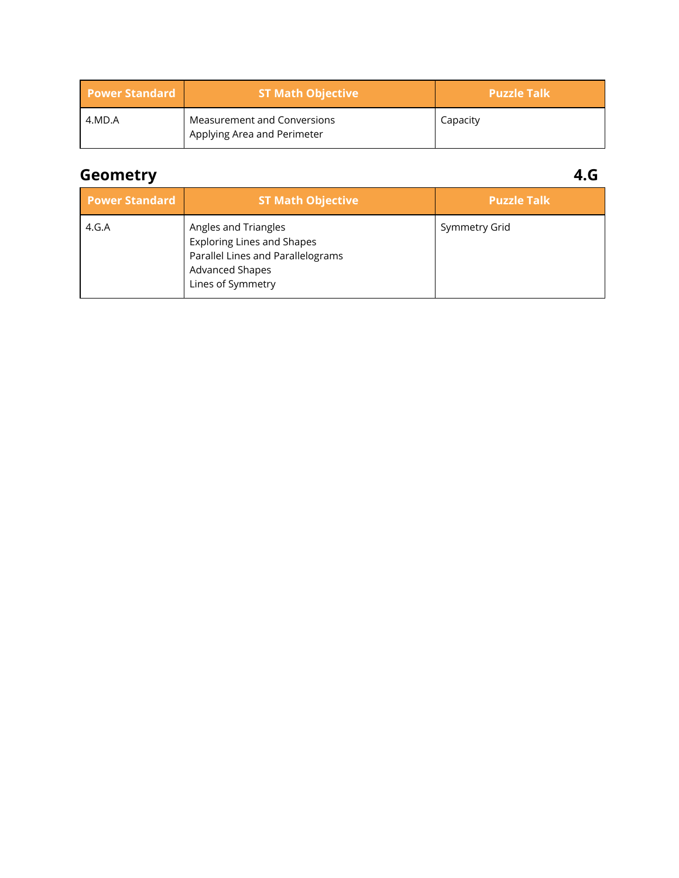| Power Standard | ST Math Objective | Puzzle Talk |
|---|---|---|
| 4.MD.A | Measurement and Conversions<br>Applying Area and Perimeter | Capacity |

## Geometry 4.G

| Power Standard | ST Math Objective | Puzzle Talk |
|---|---|---|
| 4.G.A | Angles and Triangles<br>Exploring Lines and Shapes<br>Parallel Lines and Parallelograms<br>Advanced Shapes<br>Lines of Symmetry | Symmetry Grid |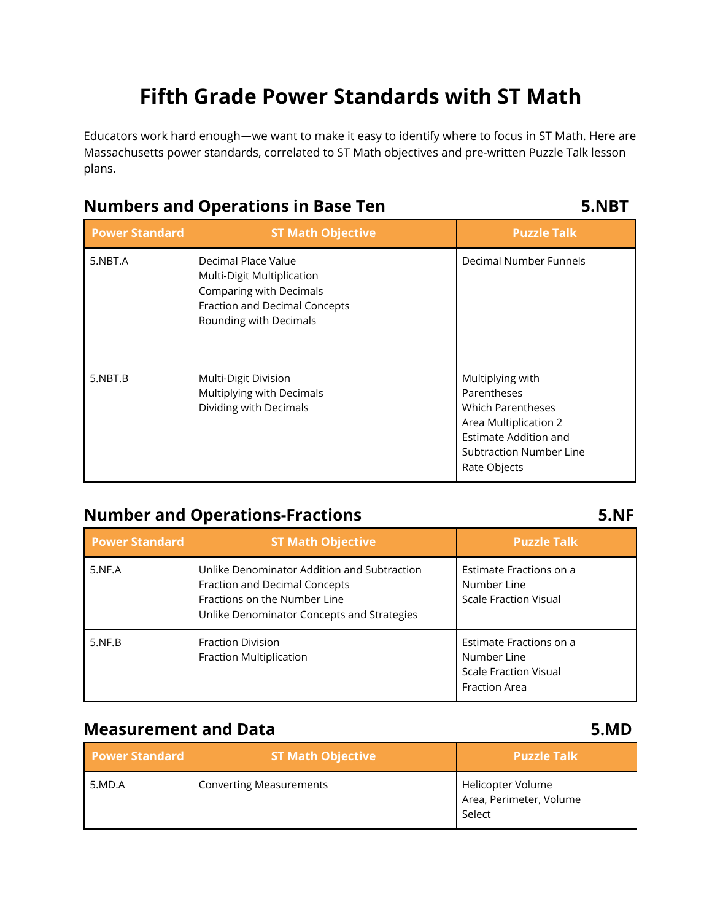# Fifth Grade Power Standards with ST Math

Educators work hard enough—we want to make it easy to identify where to focus in ST Math. Here are Massachusetts power standards, correlated to ST Math objectives and pre-written Puzzle Talk lesson plans.

## Numbers and Operations in Base Ten — 5.NBT

| Power Standard | ST Math Objective | Puzzle Talk |
|---|---|---|
| 5.NBT.A | Decimal Place Value<br>Multi-Digit Multiplication<br>Comparing with Decimals<br>Fraction and Decimal Concepts<br>Rounding with Decimals | Decimal Number Funnels |
| 5.NBT.B | Multi-Digit Division<br>Multiplying with Decimals<br>Dividing with Decimals | Multiplying with Parentheses<br>Which Parentheses<br>Area Multiplication 2<br>Estimate Addition and Subtraction Number Line<br>Rate Objects |

## Number and Operations-Fractions — 5.NF

| Power Standard | ST Math Objective | Puzzle Talk |
|---|---|---|
| 5.NF.A | Unlike Denominator Addition and Subtraction<br>Fraction and Decimal Concepts<br>Fractions on the Number Line<br>Unlike Denominator Concepts and Strategies | Estimate Fractions on a Number Line<br>Scale Fraction Visual |
| 5.NF.B | Fraction Division<br>Fraction Multiplication | Estimate Fractions on a Number Line<br>Scale Fraction Visual<br>Fraction Area |

## Measurement and Data — 5.MD

| Power Standard | ST Math Objective | Puzzle Talk |
|---|---|---|
| 5.MD.A | Converting Measurements | Helicopter Volume<br>Area, Perimeter, Volume Select |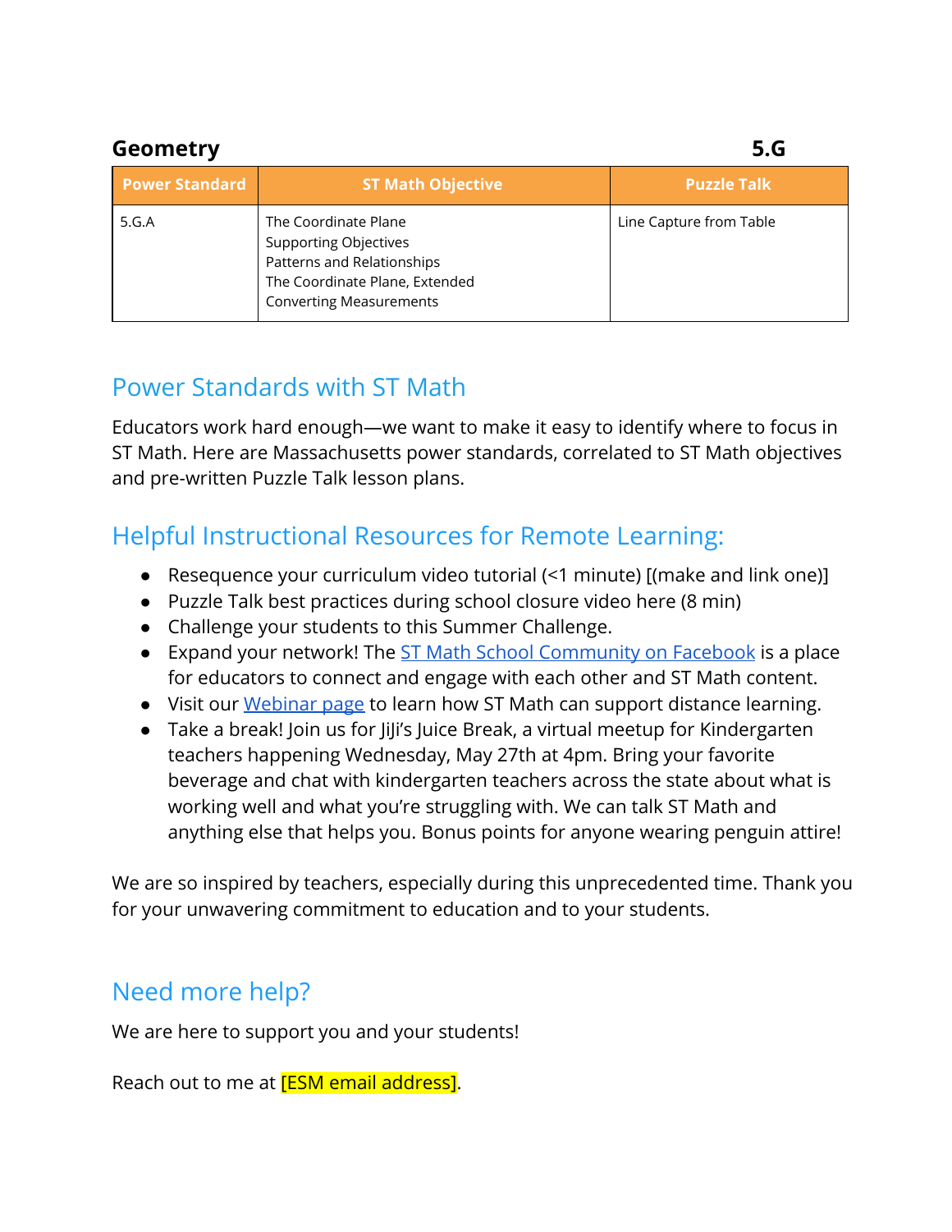## Geometry 5.G

| Power Standard | ST Math Objective | Puzzle Talk |
|---|---|---|
| 5.G.A | The Coordinate Plane<br>Supporting Objectives<br>Patterns and Relationships<br>The Coordinate Plane, Extended<br>Converting Measurements | Line Capture from Table |

## Power Standards with ST Math

Educators work hard enough—we want to make it easy to identify where to focus in ST Math. Here are Massachusetts power standards, correlated to ST Math objectives and pre-written Puzzle Talk lesson plans.

## Helpful Instructional Resources for Remote Learning:

- Resequence your curriculum video tutorial (<1 minute) [(make and link one)]
- Puzzle Talk best practices during school closure video here (8 min)
- Challenge your students to this Summer Challenge.
- Expand your network! The ST Math School Community on Facebook is a place for educators to connect and engage with each other and ST Math content.
- Visit our Webinar page to learn how ST Math can support distance learning.
- Take a break! Join us for JiJi's Juice Break, a virtual meetup for Kindergarten teachers happening Wednesday, May 27th at 4pm. Bring your favorite beverage and chat with kindergarten teachers across the state about what is working well and what you're struggling with. We can talk ST Math and anything else that helps you. Bonus points for anyone wearing penguin attire!

We are so inspired by teachers, especially during this unprecedented time. Thank you for your unwavering commitment to education and to your students.

## Need more help?

We are here to support you and your students!

Reach out to me at [ESM email address].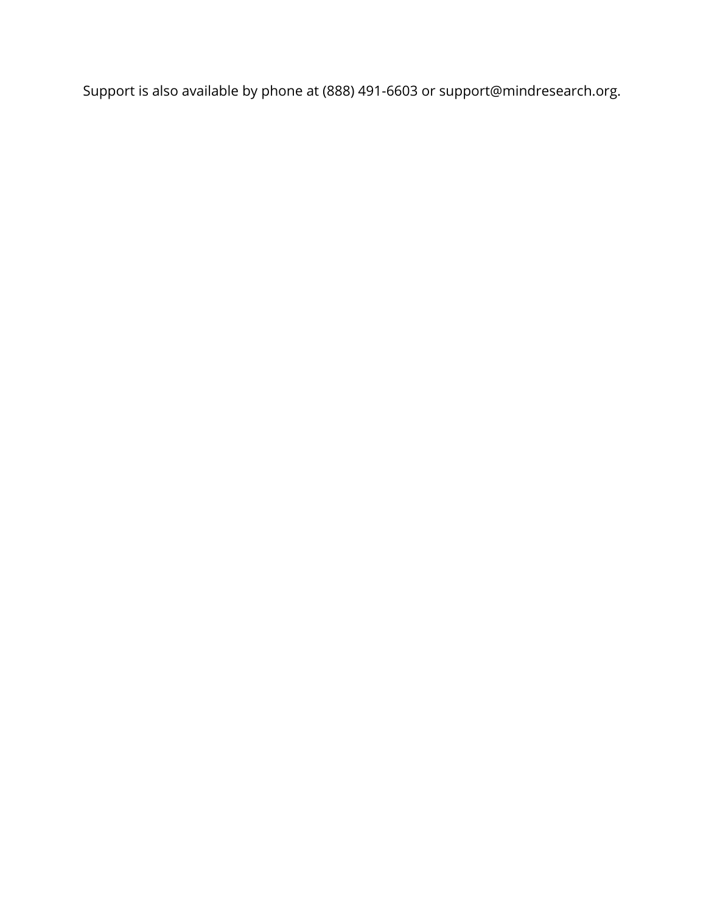Support is also available by phone at (888) 491-6603 or support@mindresearch.org.